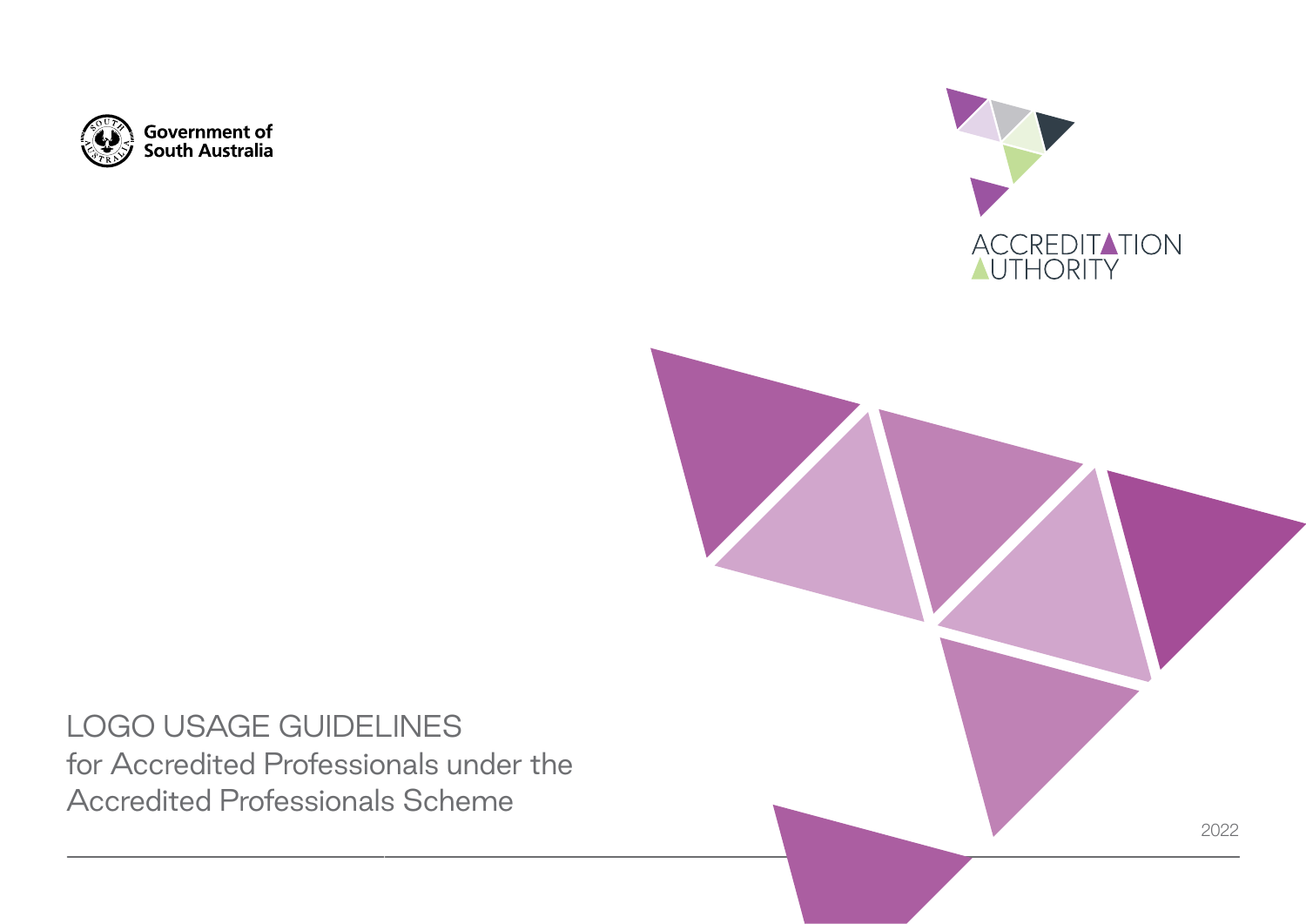Government of South Australia

ACCREDITATION AUTHORITY

# LOGO USAGE GUIDELINES

for Accredited Professionals under the Accredited Professionals Scheme

2022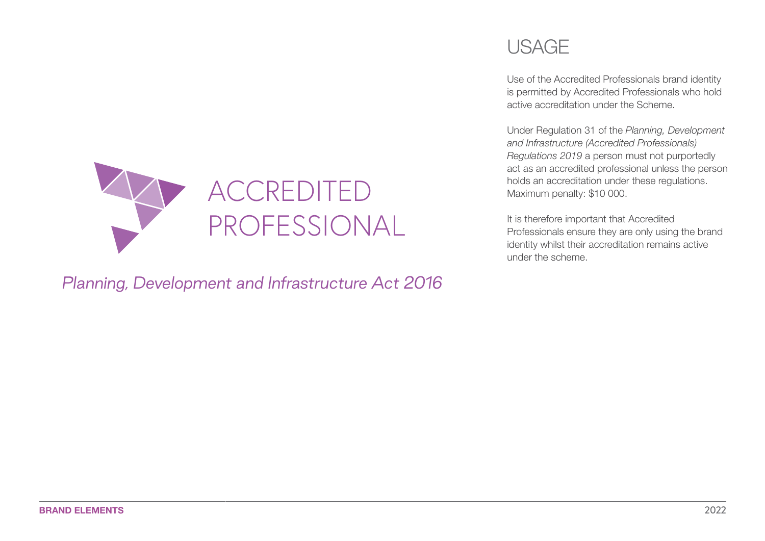ACCREDITED PROFESSIONAL

*Planning, Development and Infrastructure Act 2016*

# USAGE

Use of the Accredited Professionals brand identity is permitted by Accredited Professionals who hold active accreditation under the Scheme.

Under Regulation 31 of the *Planning, Development and Infrastructure (Accredited Professionals) Regulations 2019* a person must not purportedly act as an accredited professional unless the person holds an accreditation under these regulations. Maximum penalty: $10 000.

It is therefore important that Accredited Professionals ensure they are only using the brand identity whilst their accreditation remains active under the scheme.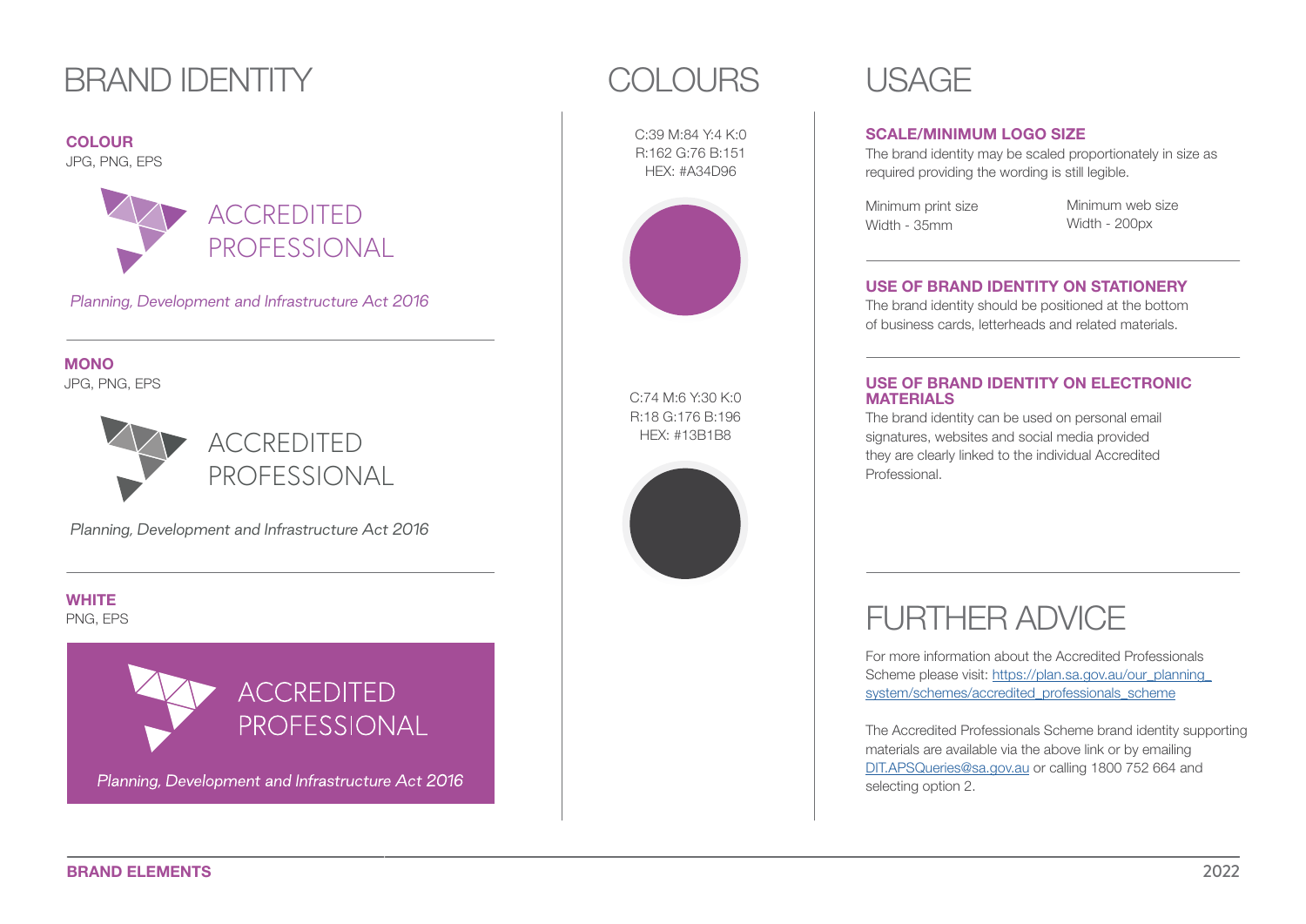# BRAND IDENTITY

**COLOUR**
JPG, PNG, EPS

ACCREDITED PROFESSIONAL

*Planning, Development and Infrastructure Act 2016*

**MONO**
JPG, PNG, EPS

ACCREDITED PROFESSIONAL

*Planning, Development and Infrastructure Act 2016*

**WHITE**
PNG, EPS

ACCREDITED PROFESSIONAL

*Planning, Development and Infrastructure Act 2016*

# COLOURS

C:39 M:84 Y:4 K:0
R:162 G:76 B:151
HEX: #A34D96

C:74 M:6 Y:30 K:0
R:18 G:176 B:196
HEX: #13B1B8

# USAGE

**SCALE/MINIMUM LOGO SIZE**

The brand identity may be scaled proportionately in size as required providing the wording is still legible.

Minimum print size
Width - 35mm

Minimum web size
Width - 200px

**USE OF BRAND IDENTITY ON STATIONERY**

The brand identity should be positioned at the bottom of business cards, letterheads and related materials.

**USE OF BRAND IDENTITY ON ELECTRONIC MATERIALS**

The brand identity can be used on personal email signatures, websites and social media provided they are clearly linked to the individual Accredited Professional.

# FURTHER ADVICE

For more information about the Accredited Professionals Scheme please visit: https://plan.sa.gov.au/our_planning_system/schemes/accredited_professionals_scheme

The Accredited Professionals Scheme brand identity supporting materials are available via the above link or by emailing DIT.APSQueries@sa.gov.au or calling 1800 752 664 and selecting option 2.